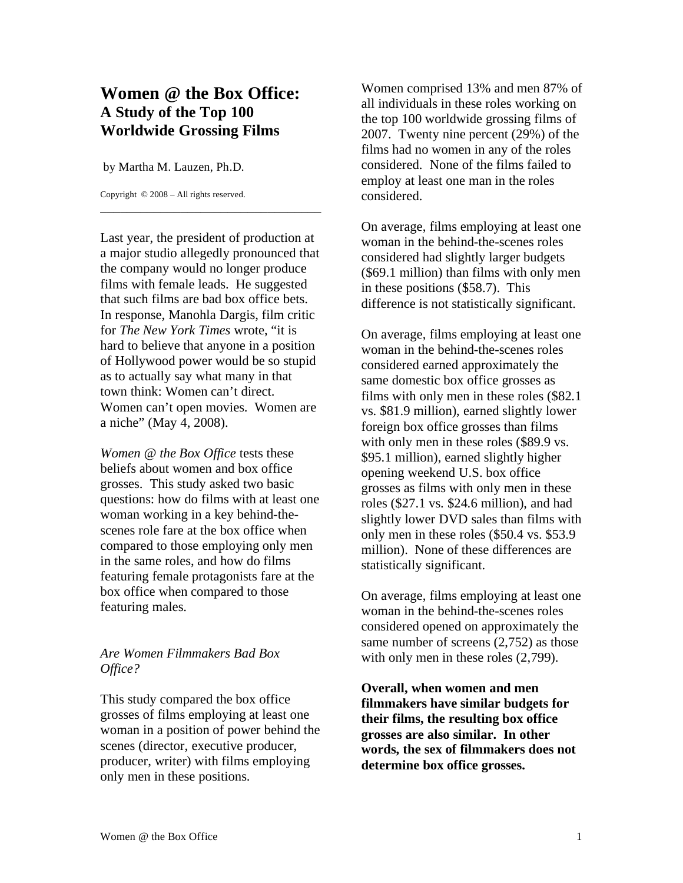# Women @ the Box Office:

## A Study of the Top 100 Worldwide Grossing Films

by Martha M. Lauzen, Ph.D.

Copyright © 2008 – All rights reserved.

---

Last year, the president of production at a major studio allegedly pronounced that the company would no longer produce films with female leads. He suggested that such films are bad box office bets. In response, Manohla Dargis, film critic for *The New York Times* wrote, "it is hard to believe that anyone in a position of Hollywood power would be so stupid as to actually say what many in that town think: Women can't direct. Women can't open movies. Women are a niche" (May 4, 2008).

*Women @ the Box Office* tests these beliefs about women and box office grosses. This study asked two basic questions: how do films with at least one woman working in a key behind-the-scenes role fare at the box office when compared to those employing only men in the same roles, and how do films featuring female protagonists fare at the box office when compared to those featuring males.

### *Are Women Filmmakers Bad Box Office?*

This study compared the box office grosses of films employing at least one woman in a position of power behind the scenes (director, executive producer, producer, writer) with films employing only men in these positions.

Women comprised 13% and men 87% of all individuals in these roles working on the top 100 worldwide grossing films of 2007. Twenty nine percent (29%) of the films had no women in any of the roles considered. None of the films failed to employ at least one man in the roles considered.

On average, films employing at least one woman in the behind-the-scenes roles considered had slightly larger budgets ($69.1 million) than films with only men in these positions ($58.7). This difference is not statistically significant.

On average, films employing at least one woman in the behind-the-scenes roles considered earned approximately the same domestic box office grosses as films with only men in these roles ($82.1 vs. $81.9 million), earned slightly lower foreign box office grosses than films with only men in these roles ($89.9 vs. $95.1 million), earned slightly higher opening weekend U.S. box office grosses as films with only men in these roles ($27.1 vs. $24.6 million), and had slightly lower DVD sales than films with only men in these roles ($50.4 vs. $53.9 million). None of these differences are statistically significant.

On average, films employing at least one woman in the behind-the-scenes roles considered opened on approximately the same number of screens (2,752) as those with only men in these roles (2,799).

**Overall, when women and men filmmakers have similar budgets for their films, the resulting box office grosses are also similar. In other words, the sex of filmmakers does not determine box office grosses.**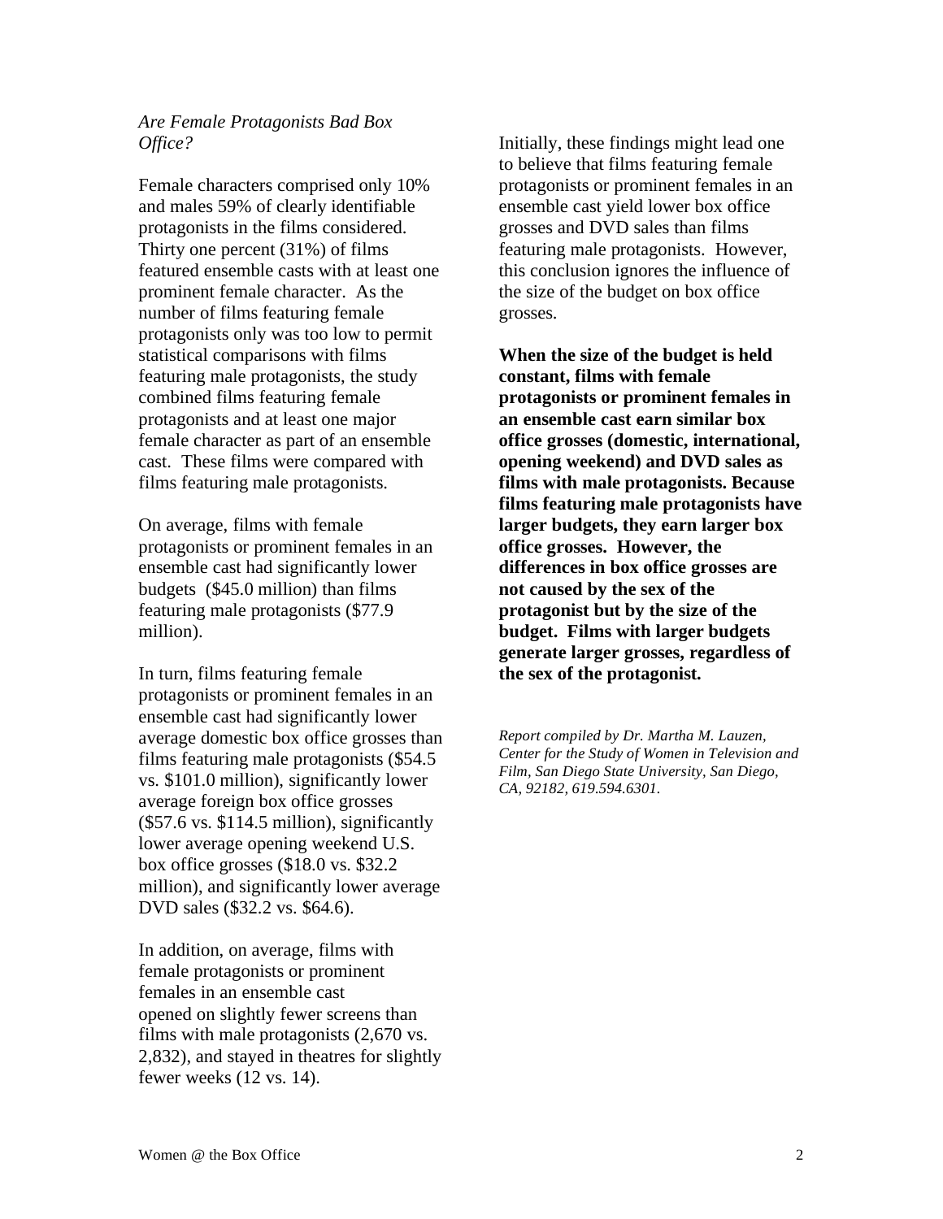*Are Female Protagonists Bad Box Office?*

Female characters comprised only 10% and males 59% of clearly identifiable protagonists in the films considered. Thirty one percent (31%) of films featured ensemble casts with at least one prominent female character. As the number of films featuring female protagonists only was too low to permit statistical comparisons with films featuring male protagonists, the study combined films featuring female protagonists and at least one major female character as part of an ensemble cast. These films were compared with films featuring male protagonists.

On average, films with female protagonists or prominent females in an ensemble cast had significantly lower budgets ($45.0 million) than films featuring male protagonists ($77.9 million).

In turn, films featuring female protagonists or prominent females in an ensemble cast had significantly lower average domestic box office grosses than films featuring male protagonists ($54.5 vs. $101.0 million), significantly lower average foreign box office grosses ($57.6 vs. $114.5 million), significantly lower average opening weekend U.S. box office grosses ($18.0 vs. $32.2 million), and significantly lower average DVD sales ($32.2 vs. $64.6).

In addition, on average, films with female protagonists or prominent females in an ensemble cast opened on slightly fewer screens than films with male protagonists (2,670 vs. 2,832), and stayed in theatres for slightly fewer weeks (12 vs. 14).

Initially, these findings might lead one to believe that films featuring female protagonists or prominent females in an ensemble cast yield lower box office grosses and DVD sales than films featuring male protagonists. However, this conclusion ignores the influence of the size of the budget on box office grosses.

**When the size of the budget is held constant, films with female protagonists or prominent females in an ensemble cast earn similar box office grosses (domestic, international, opening weekend) and DVD sales as films with male protagonists. Because films featuring male protagonists have larger budgets, they earn larger box office grosses. However, the differences in box office grosses are not caused by the sex of the protagonist but by the size of the budget. Films with larger budgets generate larger grosses, regardless of the sex of the protagonist.**

*Report compiled by Dr. Martha M. Lauzen, Center for the Study of Women in Television and Film, San Diego State University, San Diego, CA, 92182, 619.594.6301.*